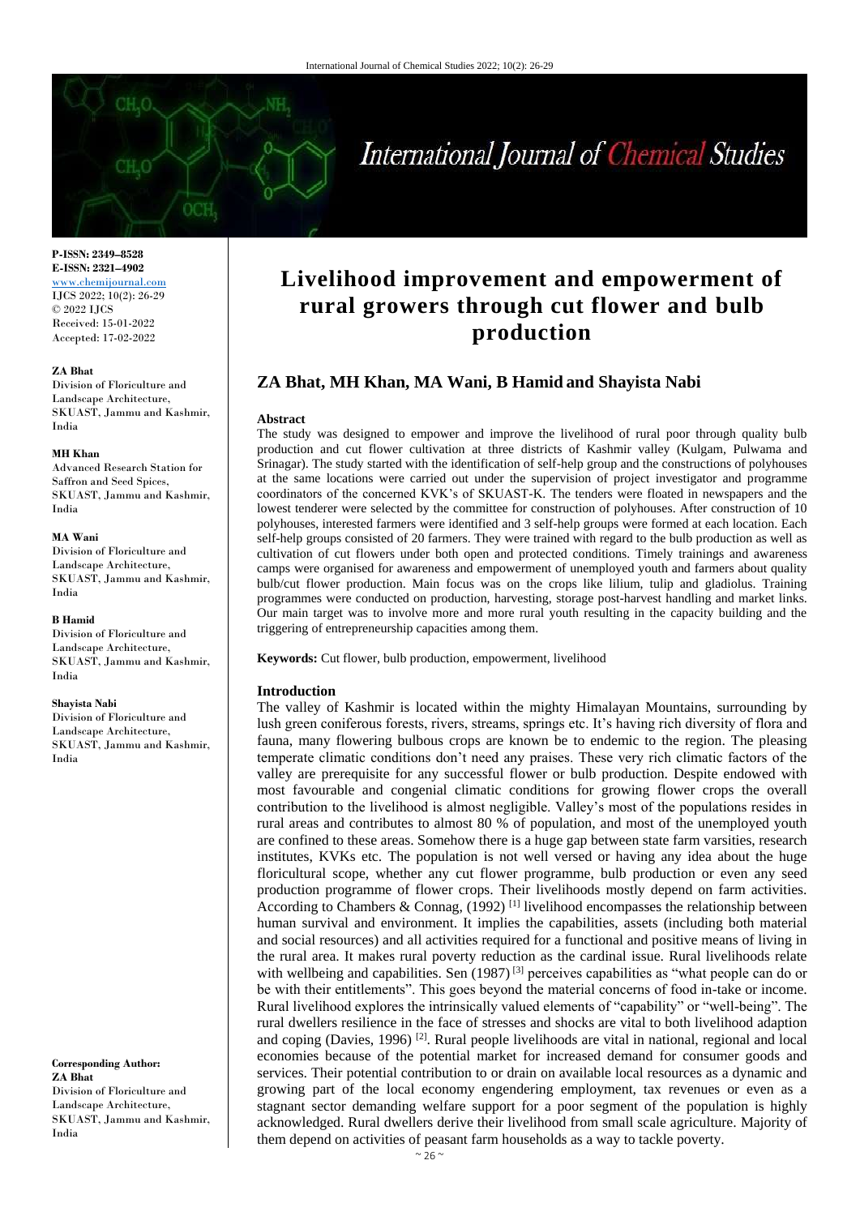P-ISSN: 2349–8528
E-ISSN: 2321–4902
www.chemijournal.com
IJCS 2022; 10(2): 26-29
© 2022 IJCS
Received: 15-01-2022
Accepted: 17-02-2022

**ZA Bhat**
Division of Floriculture and Landscape Architecture, SKUAST, Jammu and Kashmir, India

**MH Khan**
Advanced Research Station for Saffron and Seed Spices, SKUAST, Jammu and Kashmir, India

**MA Wani**
Division of Floriculture and Landscape Architecture, SKUAST, Jammu and Kashmir, India

**B Hamid**
Division of Floriculture and Landscape Architecture, SKUAST, Jammu and Kashmir, India

**Shayista Nabi**
Division of Floriculture and Landscape Architecture, SKUAST, Jammu and Kashmir, India

**Corresponding Author:**
**ZA Bhat**
Division of Floriculture and Landscape Architecture, SKUAST, Jammu and Kashmir, India

# Livelihood improvement and empowerment of rural growers through cut flower and bulb production

## ZA Bhat, MH Khan, MA Wani, B Hamid and Shayista Nabi

**Abstract**

The study was designed to empower and improve the livelihood of rural poor through quality bulb production and cut flower cultivation at three districts of Kashmir valley (Kulgam, Pulwama and Srinagar). The study started with the identification of self-help group and the constructions of polyhouses at the same locations were carried out under the supervision of project investigator and programme coordinators of the concerned KVK's of SKUAST-K. The tenders were floated in newspapers and the lowest tenderer were selected by the committee for construction of polyhouses. After construction of 10 polyhouses, interested farmers were identified and 3 self-help groups were formed at each location. Each self-help groups consisted of 20 farmers. They were trained with regard to the bulb production as well as cultivation of cut flowers under both open and protected conditions. Timely trainings and awareness camps were organised for awareness and empowerment of unemployed youth and farmers about quality bulb/cut flower production. Main focus was on the crops like lilium, tulip and gladiolus. Training programmes were conducted on production, harvesting, storage post-harvest handling and market links. Our main target was to involve more and more rural youth resulting in the capacity building and the triggering of entrepreneurship capacities among them.

**Keywords:** Cut flower, bulb production, empowerment, livelihood

**Introduction**

The valley of Kashmir is located within the mighty Himalayan Mountains, surrounding by lush green coniferous forests, rivers, streams, springs etc. It's having rich diversity of flora and fauna, many flowering bulbous crops are known be to endemic to the region. The pleasing temperate climatic conditions don't need any praises. These very rich climatic factors of the valley are prerequisite for any successful flower or bulb production. Despite endowed with most favourable and congenial climatic conditions for growing flower crops the overall contribution to the livelihood is almost negligible. Valley's most of the populations resides in rural areas and contributes to almost 80 % of population, and most of the unemployed youth are confined to these areas. Somehow there is a huge gap between state farm varsities, research institutes, KVKs etc. The population is not well versed or having any idea about the huge floricultural scope, whether any cut flower programme, bulb production or even any seed production programme of flower crops. Their livelihoods mostly depend on farm activities. According to Chambers & Connag, (1992) [1] livelihood encompasses the relationship between human survival and environment. It implies the capabilities, assets (including both material and social resources) and all activities required for a functional and positive means of living in the rural area. It makes rural poverty reduction as the cardinal issue. Rural livelihoods relate with wellbeing and capabilities. Sen (1987) [3] perceives capabilities as "what people can do or be with their entitlements". This goes beyond the material concerns of food in-take or income. Rural livelihood explores the intrinsically valued elements of "capability" or "well-being". The rural dwellers resilience in the face of stresses and shocks are vital to both livelihood adaption and coping (Davies, 1996) [2]. Rural people livelihoods are vital in national, regional and local economies because of the potential market for increased demand for consumer goods and services. Their potential contribution to or drain on available local resources as a dynamic and growing part of the local economy engendering employment, tax revenues or even as a stagnant sector demanding welfare support for a poor segment of the population is highly acknowledged. Rural dwellers derive their livelihood from small scale agriculture. Majority of them depend on activities of peasant farm households as a way to tackle poverty.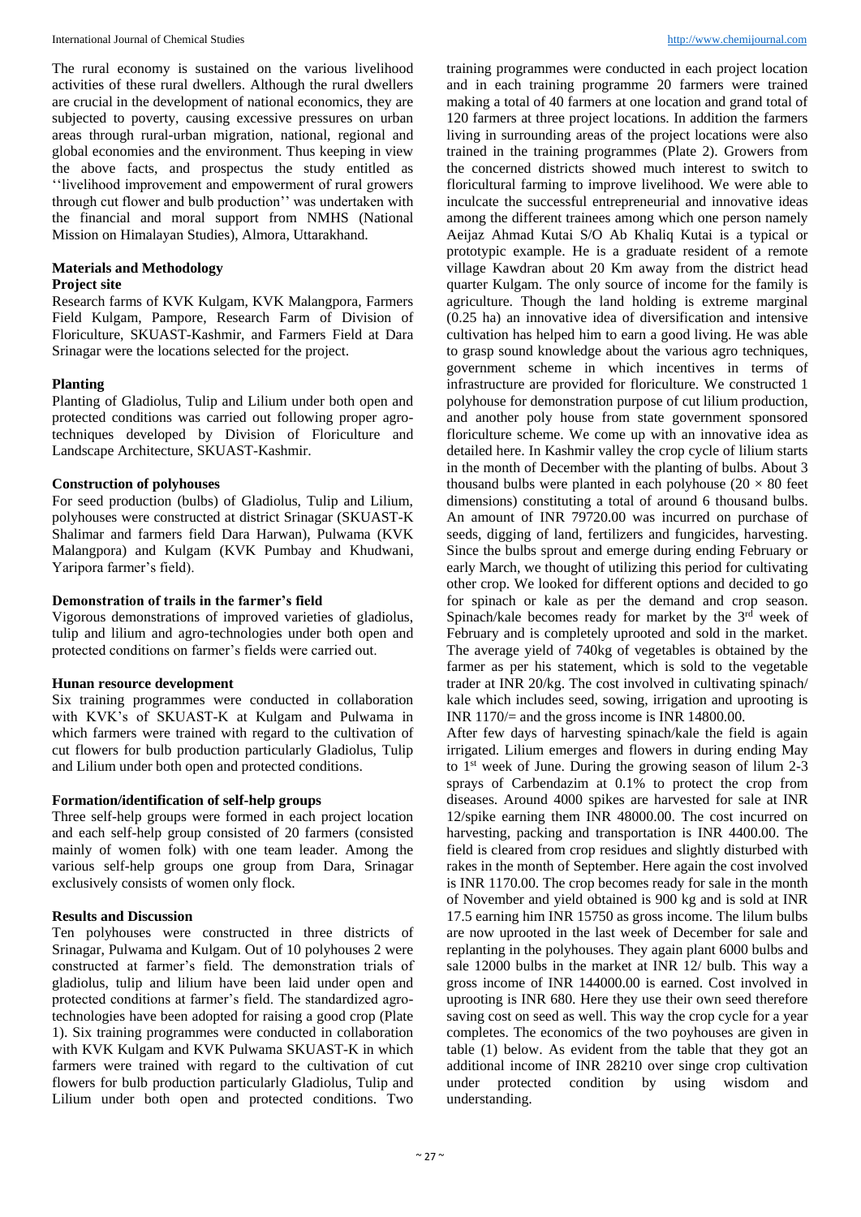The rural economy is sustained on the various livelihood activities of these rural dwellers. Although the rural dwellers are crucial in the development of national economics, they are subjected to poverty, causing excessive pressures on urban areas through rural-urban migration, national, regional and global economies and the environment. Thus keeping in view the above facts, and prospectus the study entitled as ''livelihood improvement and empowerment of rural growers through cut flower and bulb production'' was undertaken with the financial and moral support from NMHS (National Mission on Himalayan Studies), Almora, Uttarakhand.

## Materials and Methodology

### Project site

Research farms of KVK Kulgam, KVK Malangpora, Farmers Field Kulgam, Pampore, Research Farm of Division of Floriculture, SKUAST-Kashmir, and Farmers Field at Dara Srinagar were the locations selected for the project.

### Planting

Planting of Gladiolus, Tulip and Lilium under both open and protected conditions was carried out following proper agro-techniques developed by Division of Floriculture and Landscape Architecture, SKUAST-Kashmir.

### Construction of polyhouses

For seed production (bulbs) of Gladiolus, Tulip and Lilium, polyhouses were constructed at district Srinagar (SKUAST-K Shalimar and farmers field Dara Harwan), Pulwama (KVK Malangpora) and Kulgam (KVK Pumbay and Khudwani, Yaripora farmer's field).

### Demonstration of trails in the farmer's field

Vigorous demonstrations of improved varieties of gladiolus, tulip and lilium and agro-technologies under both open and protected conditions on farmer's fields were carried out.

### Hunan resource development

Six training programmes were conducted in collaboration with KVK's of SKUAST-K at Kulgam and Pulwama in which farmers were trained with regard to the cultivation of cut flowers for bulb production particularly Gladiolus, Tulip and Lilium under both open and protected conditions.

### Formation/identification of self-help groups

Three self-help groups were formed in each project location and each self-help group consisted of 20 farmers (consisted mainly of women folk) with one team leader. Among the various self-help groups one group from Dara, Srinagar exclusively consists of women only flock.

## Results and Discussion

Ten polyhouses were constructed in three districts of Srinagar, Pulwama and Kulgam. Out of 10 polyhouses 2 were constructed at farmer's field. The demonstration trials of gladiolus, tulip and lilium have been laid under open and protected conditions at farmer's field. The standardized agro-technologies have been adopted for raising a good crop (Plate 1). Six training programmes were conducted in collaboration with KVK Kulgam and KVK Pulwama SKUAST-K in which farmers were trained with regard to the cultivation of cut flowers for bulb production particularly Gladiolus, Tulip and Lilium under both open and protected conditions. Two training programmes were conducted in each project location and in each training programme 20 farmers were trained making a total of 40 farmers at one location and grand total of 120 farmers at three project locations. In addition the farmers living in surrounding areas of the project locations were also trained in the training programmes (Plate 2). Growers from the concerned districts showed much interest to switch to floricultural farming to improve livelihood. We were able to inculcate the successful entrepreneurial and innovative ideas among the different trainees among which one person namely Aeijaz Ahmad Kutai S/O Ab Khaliq Kutai is a typical or prototypic example. He is a graduate resident of a remote village Kawdran about 20 Km away from the district head quarter Kulgam. The only source of income for the family is agriculture. Though the land holding is extreme marginal (0.25 ha) an innovative idea of diversification and intensive cultivation has helped him to earn a good living. He was able to grasp sound knowledge about the various agro techniques, government scheme in which incentives in terms of infrastructure are provided for floriculture. We constructed 1 polyhouse for demonstration purpose of cut lilium production, and another poly house from state government sponsored floriculture scheme. We come up with an innovative idea as detailed here. In Kashmir valley the crop cycle of lilium starts in the month of December with the planting of bulbs. About 3 thousand bulbs were planted in each polyhouse ($20 \times 80$ feet dimensions) constituting a total of around 6 thousand bulbs. An amount of INR 79720.00 was incurred on purchase of seeds, digging of land, fertilizers and fungicides, harvesting. Since the bulbs sprout and emerge during ending February or early March, we thought of utilizing this period for cultivating other crop. We looked for different options and decided to go for spinach or kale as per the demand and crop season. Spinach/kale becomes ready for market by the 3rd week of February and is completely uprooted and sold in the market. The average yield of 740kg of vegetables is obtained by the farmer as per his statement, which is sold to the vegetable trader at INR 20/kg. The cost involved in cultivating spinach/ kale which includes seed, sowing, irrigation and uprooting is INR 1170/= and the gross income is INR 14800.00.

After few days of harvesting spinach/kale the field is again irrigated. Lilium emerges and flowers in during ending May to 1st week of June. During the growing season of lilum 2-3 sprays of Carbendazim at 0.1% to protect the crop from diseases. Around 4000 spikes are harvested for sale at INR 12/spike earning them INR 48000.00. The cost incurred on harvesting, packing and transportation is INR 4400.00. The field is cleared from crop residues and slightly disturbed with rakes in the month of September. Here again the cost involved is INR 1170.00. The crop becomes ready for sale in the month of November and yield obtained is 900 kg and is sold at INR 17.5 earning him INR 15750 as gross income. The lilum bulbs are now uprooted in the last week of December for sale and replanting in the polyhouses. They again plant 6000 bulbs and sale 12000 bulbs in the market at INR 12/ bulb. This way a gross income of INR 144000.00 is earned. Cost involved in uprooting is INR 680. Here they use their own seed therefore saving cost on seed as well. This way the crop cycle for a year completes. The economics of the two poyhouses are given in table (1) below. As evident from the table that they got an additional income of INR 28210 over singe crop cultivation under protected condition by using wisdom and understanding.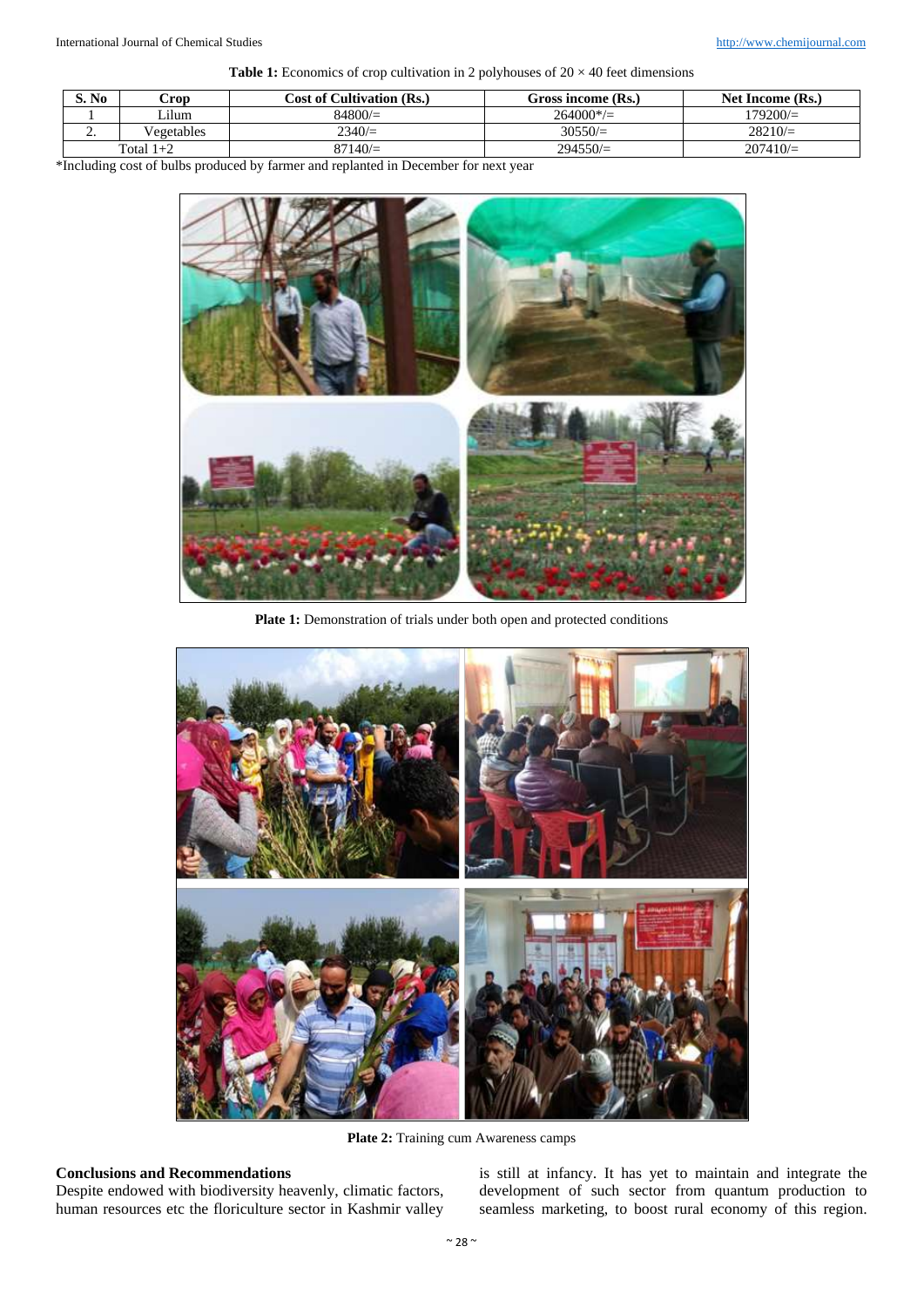**Table 1:** Economics of crop cultivation in 2 polyhouses of 20 × 40 feet dimensions

| S. No | Crop | Cost of Cultivation (Rs.) | Gross income (Rs.) | Net Income (Rs.) |
|---|---|---|---|---|
| 1 | Lilum | 84800/= | 264000*/= | 179200/= |
| 2. | Vegetables | 2340/= | 30550/= | 28210/= |
| Total 1+2 | | 87140/= | 294550/= | 207410/= |

*Including cost of bulbs produced by farmer and replanted in December for next year

**Plate 1:** Demonstration of trials under both open and protected conditions

**Plate 2:** Training cum Awareness camps

## Conclusions and Recommendations

Despite endowed with biodiversity heavenly, climatic factors, human resources etc the floriculture sector in Kashmir valley is still at infancy. It has yet to maintain and integrate the development of such sector from quantum production to seamless marketing, to boost rural economy of this region.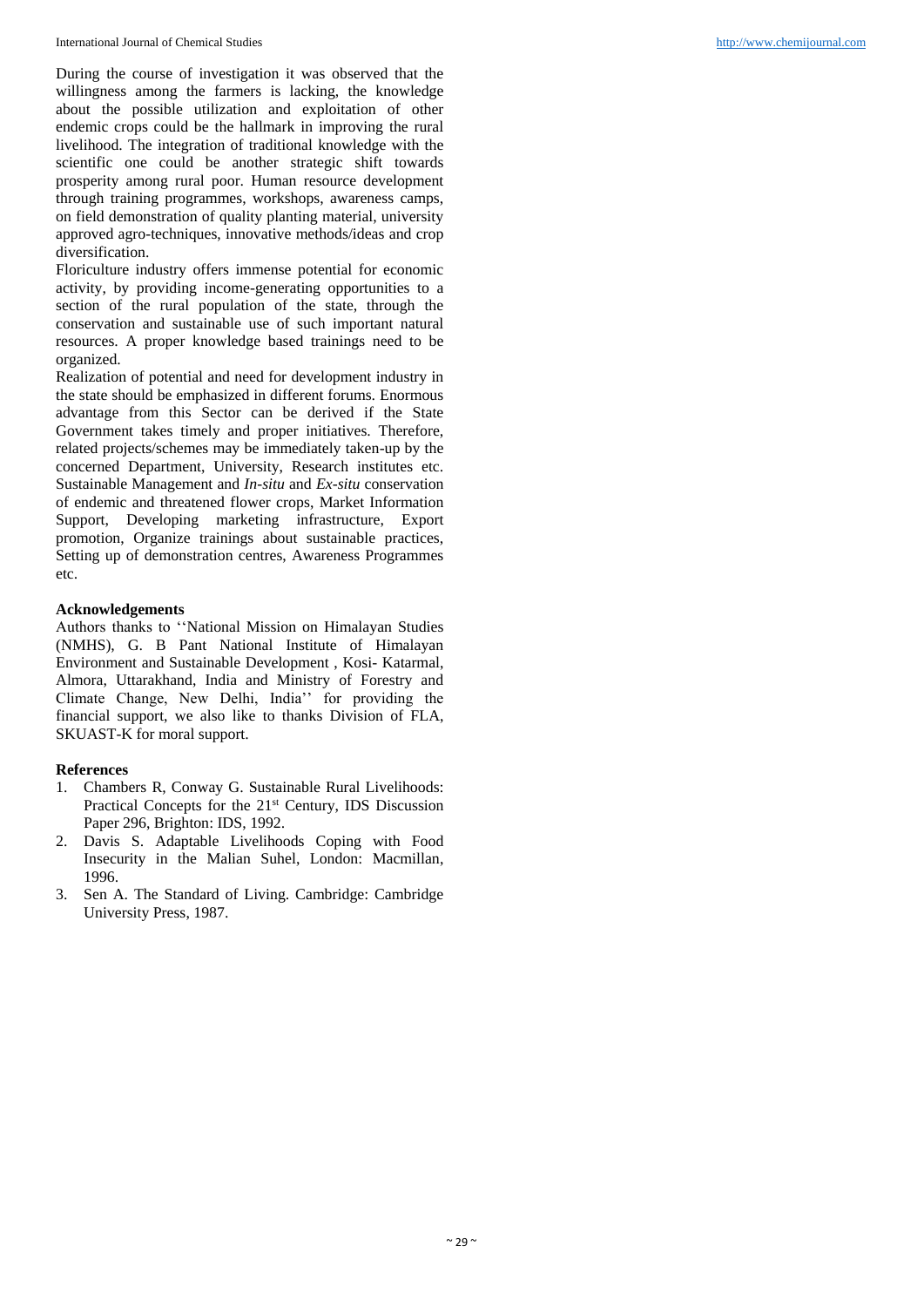During the course of investigation it was observed that the willingness among the farmers is lacking, the knowledge about the possible utilization and exploitation of other endemic crops could be the hallmark in improving the rural livelihood. The integration of traditional knowledge with the scientific one could be another strategic shift towards prosperity among rural poor. Human resource development through training programmes, workshops, awareness camps, on field demonstration of quality planting material, university approved agro-techniques, innovative methods/ideas and crop diversification.

Floriculture industry offers immense potential for economic activity, by providing income-generating opportunities to a section of the rural population of the state, through the conservation and sustainable use of such important natural resources. A proper knowledge based trainings need to be organized.

Realization of potential and need for development industry in the state should be emphasized in different forums. Enormous advantage from this Sector can be derived if the State Government takes timely and proper initiatives. Therefore, related projects/schemes may be immediately taken-up by the concerned Department, University, Research institutes etc. Sustainable Management and *In-situ* and *Ex-situ* conservation of endemic and threatened flower crops, Market Information Support, Developing marketing infrastructure, Export promotion, Organize trainings about sustainable practices, Setting up of demonstration centres, Awareness Programmes etc.

## Acknowledgements

Authors thanks to ''National Mission on Himalayan Studies (NMHS), G. B Pant National Institute of Himalayan Environment and Sustainable Development , Kosi- Katarmal, Almora, Uttarakhand, India and Ministry of Forestry and Climate Change, New Delhi, India'' for providing the financial support, we also like to thanks Division of FLA, SKUAST-K for moral support.

## References

1. Chambers R, Conway G. Sustainable Rural Livelihoods: Practical Concepts for the 21st Century, IDS Discussion Paper 296, Brighton: IDS, 1992.
2. Davis S. Adaptable Livelihoods Coping with Food Insecurity in the Malian Suhel, London: Macmillan, 1996.
3. Sen A. The Standard of Living. Cambridge: Cambridge University Press, 1987.